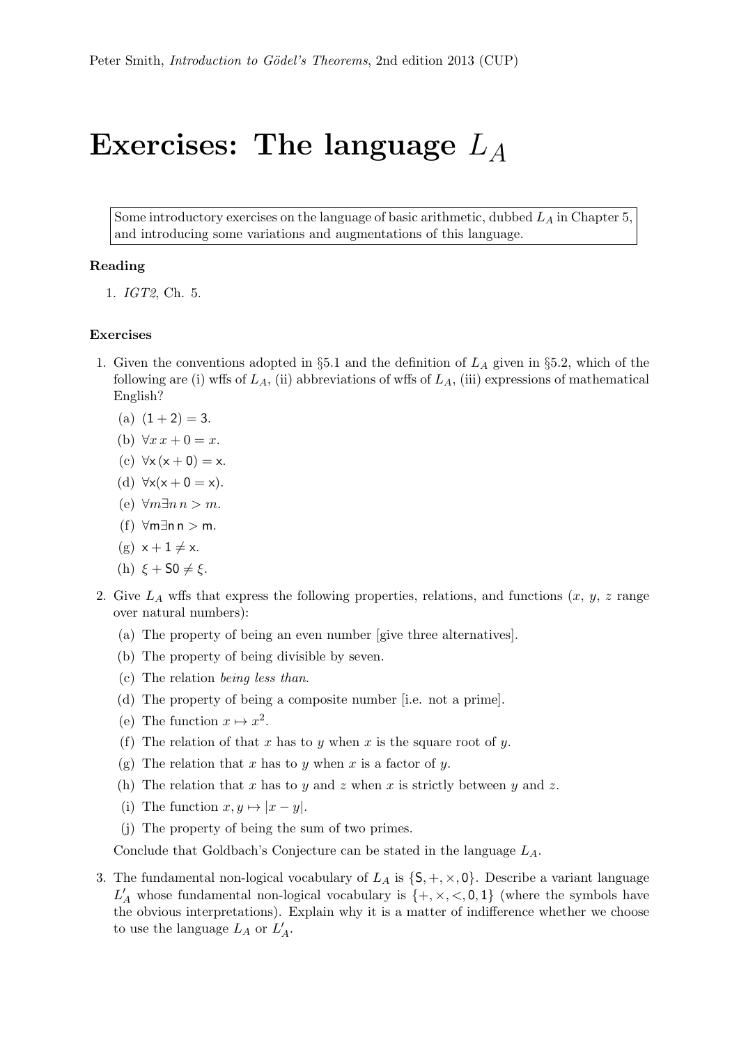# Exercises: The language $L_A$

> Some introductory exercises on the language of basic arithmetic, dubbed $L_A$ in Chapter 5, and introducing some variations and augmentations of this language.

### Reading

1. *IGT2*, Ch. 5.

### Exercises

1. Given the conventions adopted in §5.1 and the definition of $L_A$ given in §5.2, which of the following are (i) wffs of $L_A$, (ii) abbreviations of wffs of $L_A$, (iii) expressions of mathematical English?
   (a) $(\mathsf{1} + \mathsf{2}) = \mathsf{3}$.
   (b) $\forall x\, x + 0 = x$.
   (c) $\forall \mathsf{x}\, (\mathsf{x} + \mathsf{0}) = \mathsf{x}$.
   (d) $\forall \mathsf{x}(\mathsf{x} + \mathsf{0} = \mathsf{x})$.
   (e) $\forall m \exists n\, n > m$.
   (f) $\forall \mathsf{m} \exists \mathsf{n}\, \mathsf{n} > \mathsf{m}$.
   (g) $\mathsf{x} + \mathsf{1} \neq \mathsf{x}$.
   (h) $\xi + \mathsf{S0} \neq \xi$.

2. Give $L_A$ wffs that express the following properties, relations, and functions ($x$, $y$, $z$ range over natural numbers):
   (a) The property of being an even number [give three alternatives].
   (b) The property of being divisible by seven.
   (c) The relation *being less than*.
   (d) The property of being a composite number [i.e. not a prime].
   (e) The function $x \mapsto x^2$.
   (f) The relation of that $x$ has to $y$ when $x$ is the square root of $y$.
   (g) The relation that $x$ has to $y$ when $x$ is a factor of $y$.
   (h) The relation that $x$ has to $y$ and $z$ when $x$ is strictly between $y$ and $z$.
   (i) The function $x, y \mapsto |x - y|$.
   (j) The property of being the sum of two primes.

   Conclude that Goldbach's Conjecture can be stated in the language $L_A$.

3. The fundamental non-logical vocabulary of $L_A$ is $\{\mathsf{S}, +, \times, \mathsf{0}\}$. Describe a variant language $L'_A$ whose fundamental non-logical vocabulary is $\{+, \times, <, \mathsf{0}, \mathsf{1}\}$ (where the symbols have the obvious interpretations). Explain why it is a matter of indifference whether we choose to use the language $L_A$ or $L'_A$.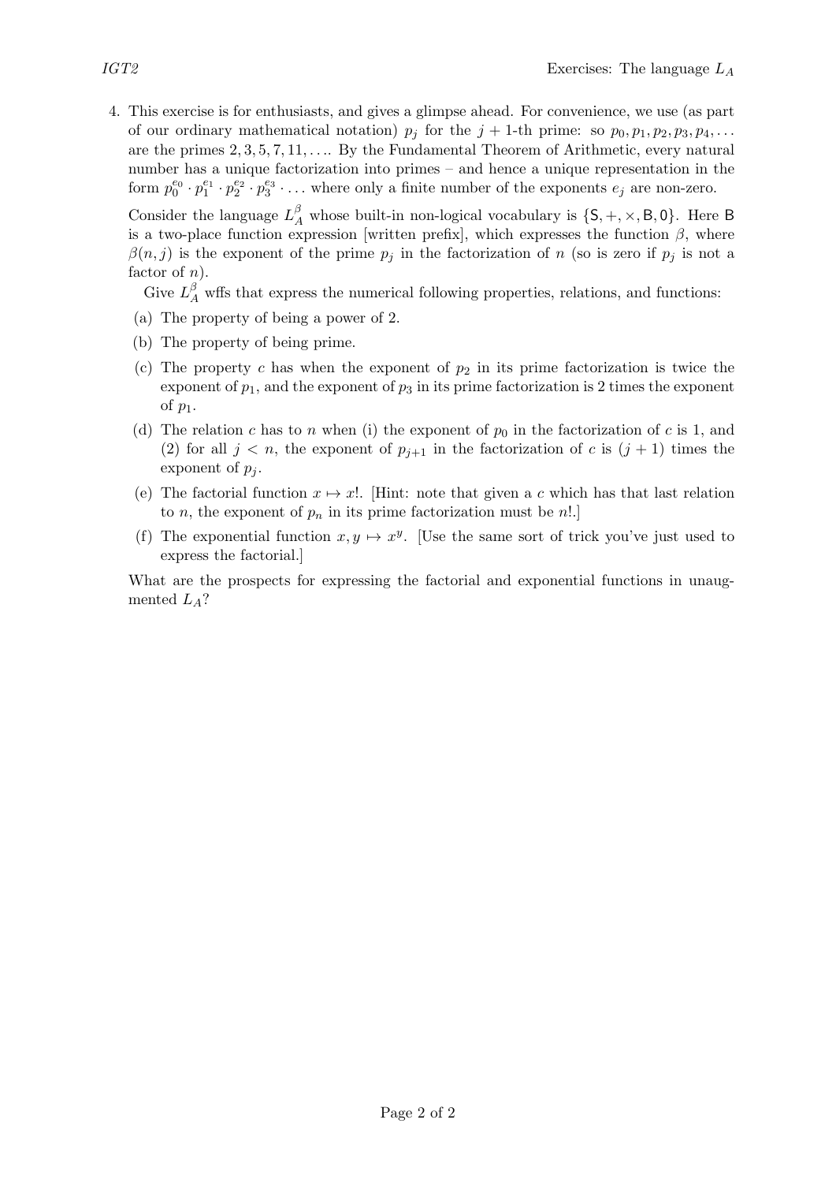4. This exercise is for enthusiasts, and gives a glimpse ahead. For convenience, we use (as part of our ordinary mathematical notation) $p_j$ for the $j+1$-th prime: so $p_0, p_1, p_2, p_3, p_4, \ldots$ are the primes $2, 3, 5, 7, 11, \ldots$. By the Fundamental Theorem of Arithmetic, every natural number has a unique factorization into primes – and hence a unique representation in the form $p_0^{e_0} \cdot p_1^{e_1} \cdot p_2^{e_2} \cdot p_3^{e_3} \cdot \ldots$ where only a finite number of the exponents $e_j$ are non-zero.

   Consider the language $L_A^\beta$ whose built-in non-logical vocabulary is $\{\mathsf{S}, +, \times, \mathsf{B}, \mathsf{0}\}$. Here $\mathsf{B}$ is a two-place function expression [written prefix], which expresses the function $\beta$, where $\beta(n, j)$ is the exponent of the prime $p_j$ in the factorization of $n$ (so is zero if $p_j$ is not a factor of $n$).

   Give $L_A^\beta$ wffs that express the numerical following properties, relations, and functions:

   (a) The property of being a power of 2.

   (b) The property of being prime.

   (c) The property $c$ has when the exponent of $p_2$ in its prime factorization is twice the exponent of $p_1$, and the exponent of $p_3$ in its prime factorization is 2 times the exponent of $p_1$.

   (d) The relation $c$ has to $n$ when (i) the exponent of $p_0$ in the factorization of $c$ is 1, and (2) for all $j < n$, the exponent of $p_{j+1}$ in the factorization of $c$ is $(j+1)$ times the exponent of $p_j$.

   (e) The factorial function $x \mapsto x!$. [Hint: note that given a $c$ which has that last relation to $n$, the exponent of $p_n$ in its prime factorization must be $n!$.]

   (f) The exponential function $x, y \mapsto x^y$. [Use the same sort of trick you've just used to express the factorial.]

   What are the prospects for expressing the factorial and exponential functions in unaugmented $L_A$?